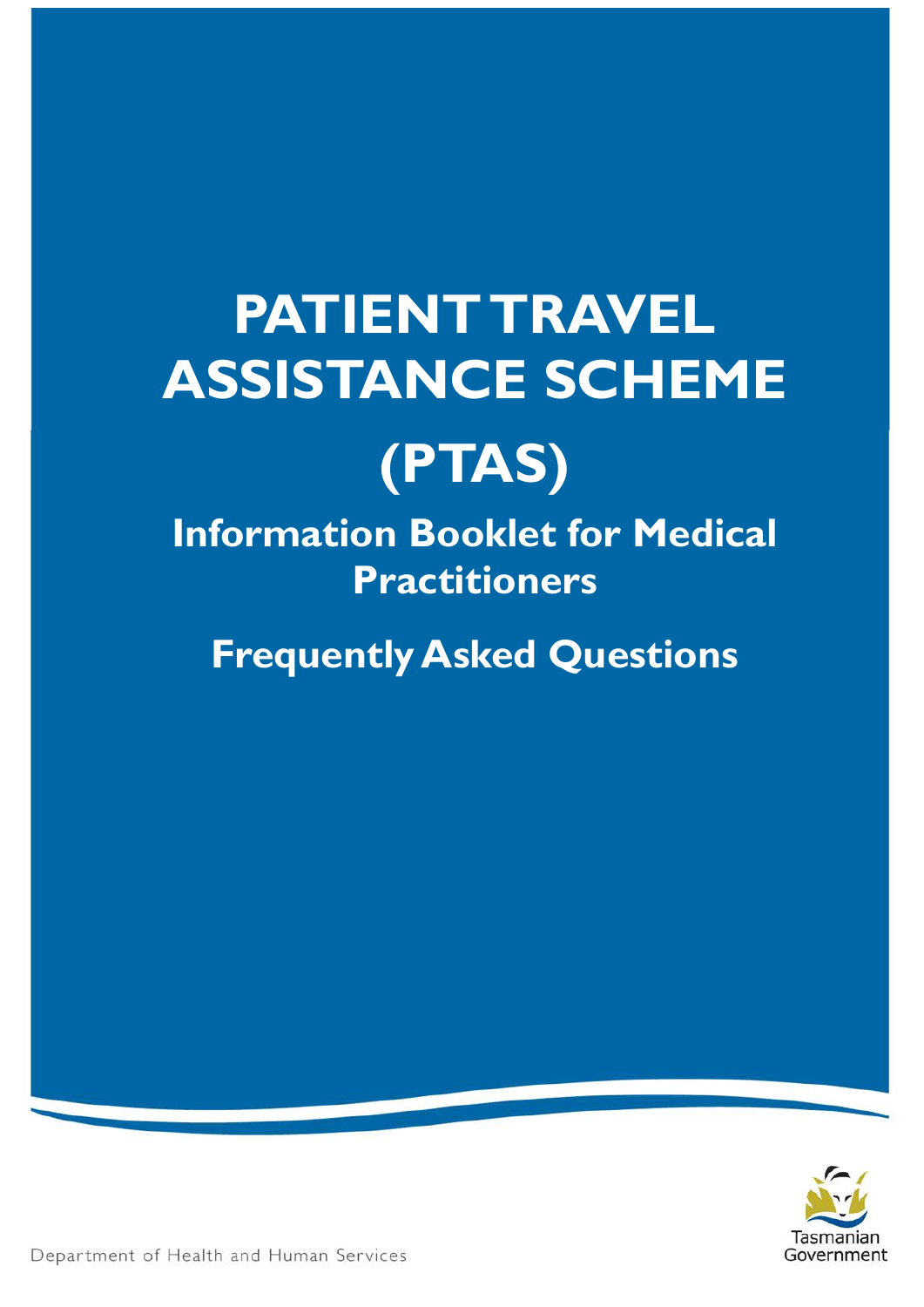# PATIENT TRAVEL ASSISTANCE SCHEME (PTAS)

## Information Booklet for Medical Practitioners

## Frequently Asked Questions

Department of Health and Human Services

Tasmanian Government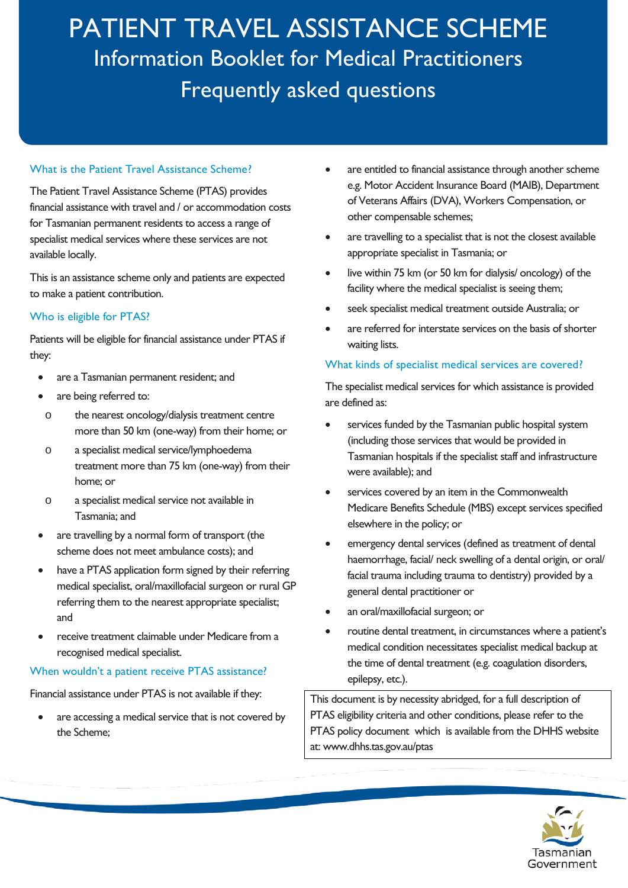# PATIENT TRAVEL ASSISTANCE SCHEME

## Information Booklet for Medical Practitioners

## Frequently asked questions

### What is the Patient Travel Assistance Scheme?

The Patient Travel Assistance Scheme (PTAS) provides financial assistance with travel and / or accommodation costs for Tasmanian permanent residents to access a range of specialist medical services where these services are not available locally.

This is an assistance scheme only and patients are expected to make a patient contribution.

### Who is eligible for PTAS?

Patients will be eligible for financial assistance under PTAS if they:

- are a Tasmanian permanent resident; and
- are being referred to:
  - the nearest oncology/dialysis treatment centre more than 50 km (one-way) from their home; or
  - a specialist medical service/lymphoedema treatment more than 75 km (one-way) from their home; or
  - a specialist medical service not available in Tasmania; and
- are travelling by a normal form of transport (the scheme does not meet ambulance costs); and
- have a PTAS application form signed by their referring medical specialist, oral/maxillofacial surgeon or rural GP referring them to the nearest appropriate specialist; and
- receive treatment claimable under Medicare from a recognised medical specialist.

### When wouldn't a patient receive PTAS assistance?

Financial assistance under PTAS is not available if they:

- are accessing a medical service that is not covered by the Scheme;
- are entitled to financial assistance through another scheme e.g. Motor Accident Insurance Board (MAIB), Department of Veterans Affairs (DVA), Workers Compensation, or other compensable schemes;
- are travelling to a specialist that is not the closest available appropriate specialist in Tasmania; or
- live within 75 km (or 50 km for dialysis/ oncology) of the facility where the medical specialist is seeing them;
- seek specialist medical treatment outside Australia; or
- are referred for interstate services on the basis of shorter waiting lists.

### What kinds of specialist medical services are covered?

The specialist medical services for which assistance is provided are defined as:

- services funded by the Tasmanian public hospital system (including those services that would be provided in Tasmanian hospitals if the specialist staff and infrastructure were available); and
- services covered by an item in the Commonwealth Medicare Benefits Schedule (MBS) except services specified elsewhere in the policy; or
- emergency dental services (defined as treatment of dental haemorrhage, facial/ neck swelling of a dental origin, or oral/ facial trauma including trauma to dentistry) provided by a general dental practitioner or
- an oral/maxillofacial surgeon; or
- routine dental treatment, in circumstances where a patient's medical condition necessitates specialist medical backup at the time of dental treatment (e.g. coagulation disorders, epilepsy, etc.).

This document is by necessity abridged, for a full description of PTAS eligibility criteria and other conditions, please refer to the PTAS policy document which is available from the DHHS website at: www.dhhs.tas.gov.au/ptas

Tasmanian Government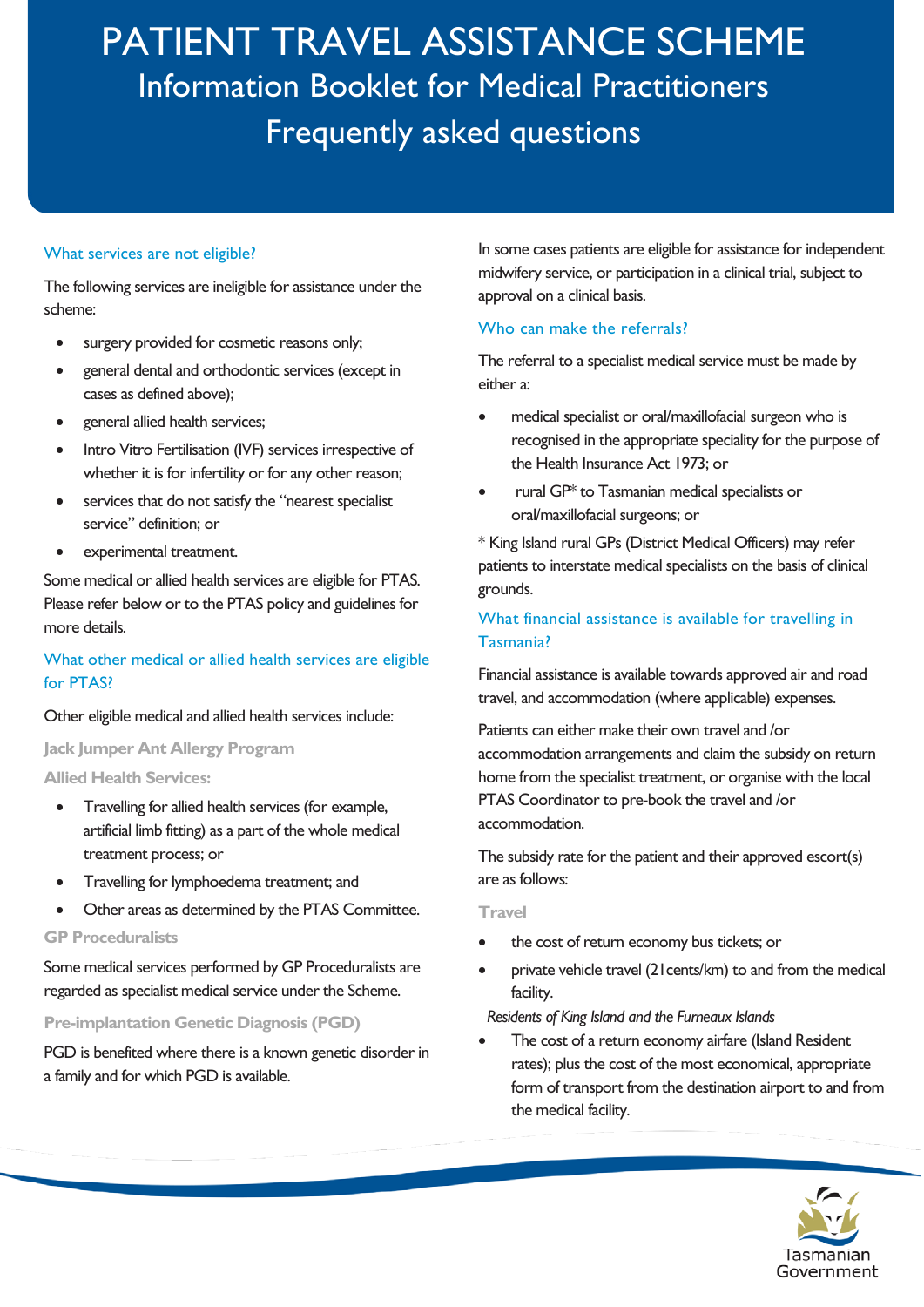# PATIENT TRAVEL ASSISTANCE SCHEME

## Information Booklet for Medical Practitioners

## Frequently asked questions

### What services are not eligible?

The following services are ineligible for assistance under the scheme:

- surgery provided for cosmetic reasons only;
- general dental and orthodontic services (except in cases as defined above);
- general allied health services;
- Intro Vitro Fertilisation (IVF) services irrespective of whether it is for infertility or for any other reason;
- services that do not satisfy the "nearest specialist service" definition; or
- experimental treatment.

Some medical or allied health services are eligible for PTAS. Please refer below or to the PTAS policy and guidelines for more details.

### What other medical or allied health services are eligible for PTAS?

Other eligible medical and allied health services include:

#### Jack Jumper Ant Allergy Program

#### Allied Health Services:

- Travelling for allied health services (for example, artificial limb fitting) as a part of the whole medical treatment process; or
- Travelling for lymphoedema treatment; and
- Other areas as determined by the PTAS Committee.

#### GP Proceduralists

Some medical services performed by GP Proceduralists are regarded as specialist medical service under the Scheme.

#### Pre-implantation Genetic Diagnosis (PGD)

PGD is benefited where there is a known genetic disorder in a family and for which PGD is available.

In some cases patients are eligible for assistance for independent midwifery service, or participation in a clinical trial, subject to approval on a clinical basis.

### Who can make the referrals?

The referral to a specialist medical service must be made by either a:

- medical specialist or oral/maxillofacial surgeon who is recognised in the appropriate speciality for the purpose of the Health Insurance Act 1973; or
- rural GP* to Tasmanian medical specialists or oral/maxillofacial surgeons; or

* King Island rural GPs (District Medical Officers) may refer patients to interstate medical specialists on the basis of clinical grounds.

### What financial assistance is available for travelling in Tasmania?

Financial assistance is available towards approved air and road travel, and accommodation (where applicable) expenses.

Patients can either make their own travel and /or accommodation arrangements and claim the subsidy on return home from the specialist treatment, or organise with the local PTAS Coordinator to pre-book the travel and /or accommodation.

The subsidy rate for the patient and their approved escort(s) are as follows:

#### Travel

- the cost of return economy bus tickets; or
- private vehicle travel (21cents/km) to and from the medical facility.

*Residents of King Island and the Furneaux Islands*

- The cost of a return economy airfare (Island Resident rates); plus the cost of the most economical, appropriate form of transport from the destination airport to and from the medical facility.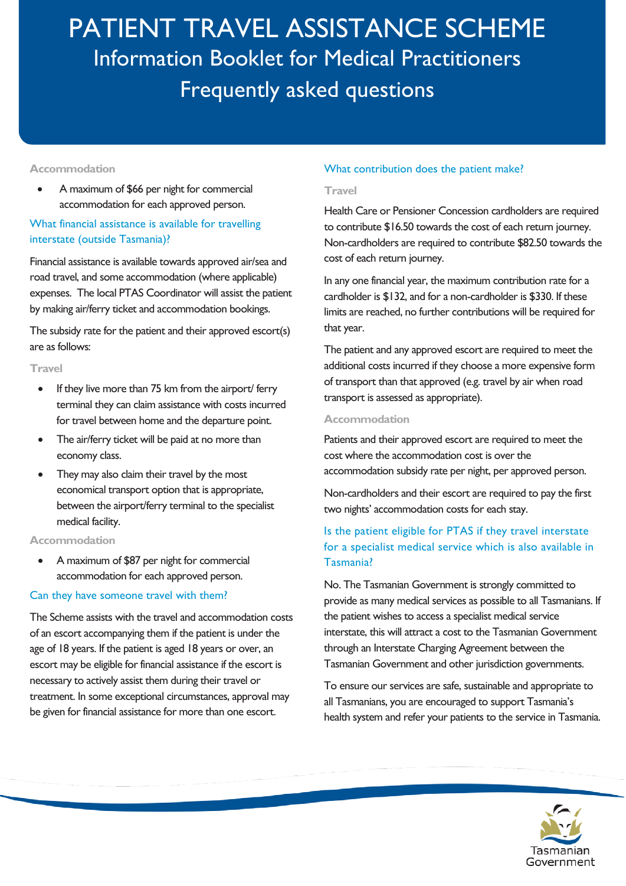### Accommodation

- A maximum of $66 per night for commercial accommodation for each approved person.

## What financial assistance is available for travelling interstate (outside Tasmania)?

Financial assistance is available towards approved air/sea and road travel, and some accommodation (where applicable) expenses. The local PTAS Coordinator will assist the patient by making air/ferry ticket and accommodation bookings.

The subsidy rate for the patient and their approved escort(s) are as follows:

### Travel

- If they live more than 75 km from the airport/ ferry terminal they can claim assistance with costs incurred for travel between home and the departure point.
- The air/ferry ticket will be paid at no more than economy class.
- They may also claim their travel by the most economical transport option that is appropriate, between the airport/ferry terminal to the specialist medical facility.

### Accommodation

- A maximum of $87 per night for commercial accommodation for each approved person.

## Can they have someone travel with them?

The Scheme assists with the travel and accommodation costs of an escort accompanying them if the patient is under the age of 18 years. If the patient is aged 18 years or over, an escort may be eligible for financial assistance if the escort is necessary to actively assist them during their travel or treatment. In some exceptional circumstances, approval may be given for financial assistance for more than one escort.

## What contribution does the patient make?

### Travel

Health Care or Pensioner Concession cardholders are required to contribute $16.50 towards the cost of each return journey. Non-cardholders are required to contribute $82.50 towards the cost of each return journey.

In any one financial year, the maximum contribution rate for a cardholder is $132, and for a non-cardholder is $330. If these limits are reached, no further contributions will be required for that year.

The patient and any approved escort are required to meet the additional costs incurred if they choose a more expensive form of transport than that approved (e.g. travel by air when road transport is assessed as appropriate).

### Accommodation

Patients and their approved escort are required to meet the cost where the accommodation cost is over the accommodation subsidy rate per night, per approved person.

Non-cardholders and their escort are required to pay the first two nights' accommodation costs for each stay.

## Is the patient eligible for PTAS if they travel interstate for a specialist medical service which is also available in Tasmania?

No. The Tasmanian Government is strongly committed to provide as many medical services as possible to all Tasmanians. If the patient wishes to access a specialist medical service interstate, this will attract a cost to the Tasmanian Government through an Interstate Charging Agreement between the Tasmanian Government and other jurisdiction governments.

To ensure our services are safe, sustainable and appropriate to all Tasmanians, you are encouraged to support Tasmania's health system and refer your patients to the service in Tasmania.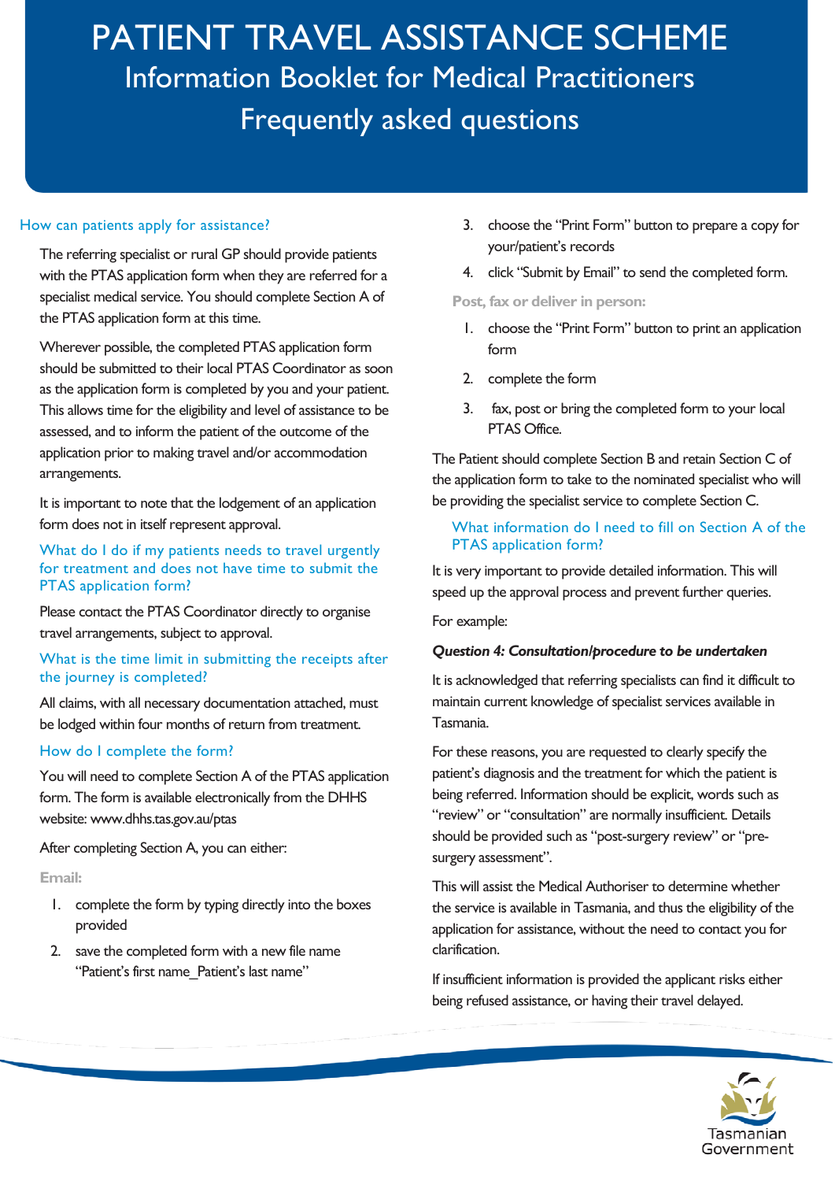# PATIENT TRAVEL ASSISTANCE SCHEME

## Information Booklet for Medical Practitioners

## Frequently asked questions

### How can patients apply for assistance?

The referring specialist or rural GP should provide patients with the PTAS application form when they are referred for a specialist medical service. You should complete Section A of the PTAS application form at this time.

Wherever possible, the completed PTAS application form should be submitted to their local PTAS Coordinator as soon as the application form is completed by you and your patient. This allows time for the eligibility and level of assistance to be assessed, and to inform the patient of the outcome of the application prior to making travel and/or accommodation arrangements.

It is important to note that the lodgement of an application form does not in itself represent approval.

### What do I do if my patients needs to travel urgently for treatment and does not have time to submit the PTAS application form?

Please contact the PTAS Coordinator directly to organise travel arrangements, subject to approval.

### What is the time limit in submitting the receipts after the journey is completed?

All claims, with all necessary documentation attached, must be lodged within four months of return from treatment.

### How do I complete the form?

You will need to complete Section A of the PTAS application form. The form is available electronically from the DHHS website: www.dhhs.tas.gov.au/ptas

After completing Section A, you can either:

**Email:**

1. complete the form by typing directly into the boxes provided
2. save the completed form with a new file name "Patient's first name_Patient's last name"
3. choose the "Print Form" button to prepare a copy for your/patient's records
4. click "Submit by Email" to send the completed form.

**Post, fax or deliver in person:**

1. choose the "Print Form" button to print an application form
2. complete the form
3. fax, post or bring the completed form to your local PTAS Office.

The Patient should complete Section B and retain Section C of the application form to take to the nominated specialist who will be providing the specialist service to complete Section C.

### What information do I need to fill on Section A of the PTAS application form?

It is very important to provide detailed information. This will speed up the approval process and prevent further queries.

For example:

***Question 4: Consultation/procedure to be undertaken***

It is acknowledged that referring specialists can find it difficult to maintain current knowledge of specialist services available in Tasmania.

For these reasons, you are requested to clearly specify the patient's diagnosis and the treatment for which the patient is being referred. Information should be explicit, words such as "review" or "consultation" are normally insufficient. Details should be provided such as "post-surgery review" or "pre-surgery assessment".

This will assist the Medical Authoriser to determine whether the service is available in Tasmania, and thus the eligibility of the application for assistance, without the need to contact you for clarification.

If insufficient information is provided the applicant risks either being refused assistance, or having their travel delayed.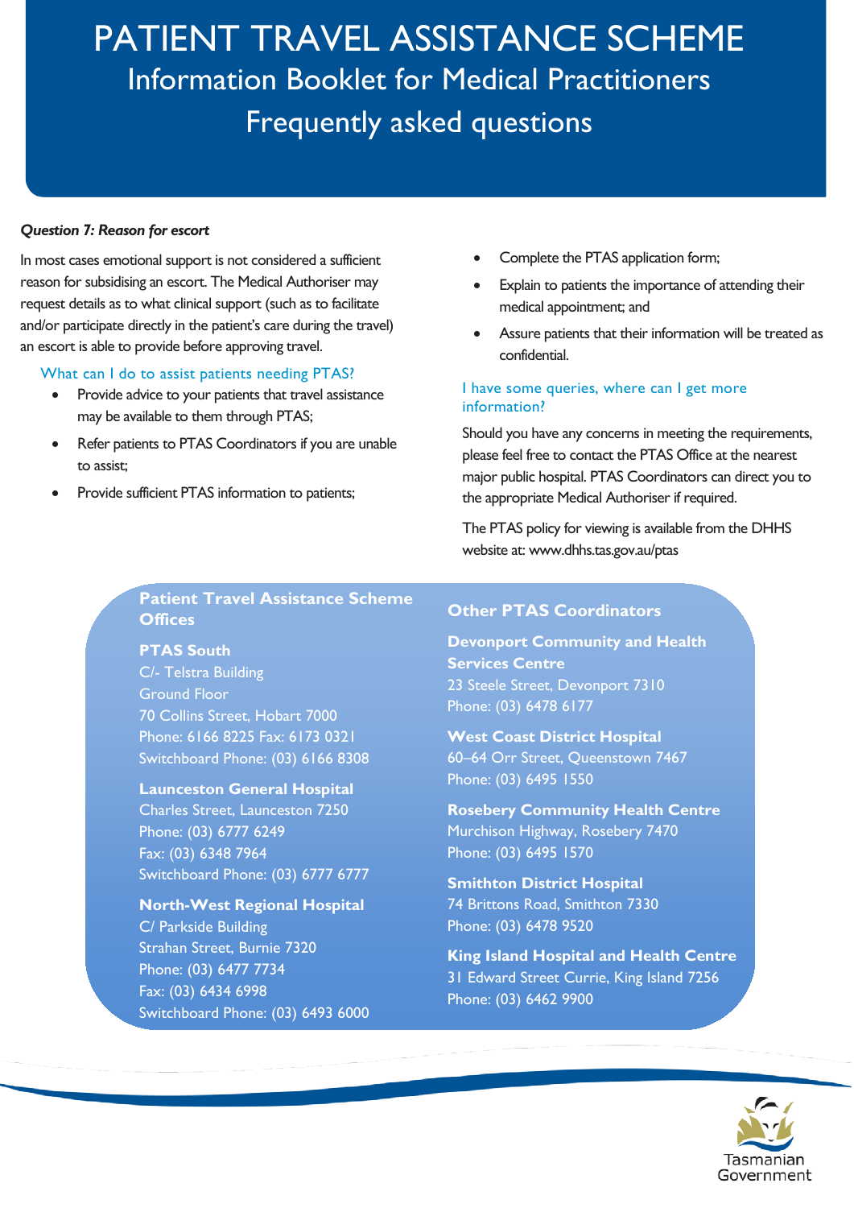# PATIENT TRAVEL ASSISTANCE SCHEME

## Information Booklet for Medical Practitioners

## Frequently asked questions

***Question 7: Reason for escort***

In most cases emotional support is not considered a sufficient reason for subsidising an escort. The Medical Authoriser may request details as to what clinical support (such as to facilitate and/or participate directly in the patient's care during the travel) an escort is able to provide before approving travel.

### What can I do to assist patients needing PTAS?

- Provide advice to your patients that travel assistance may be available to them through PTAS;
- Refer patients to PTAS Coordinators if you are unable to assist;
- Provide sufficient PTAS information to patients;
- Complete the PTAS application form;
- Explain to patients the importance of attending their medical appointment; and
- Assure patients that their information will be treated as confidential.

### I have some queries, where can I get more information?

Should you have any concerns in meeting the requirements, please feel free to contact the PTAS Office at the nearest major public hospital. PTAS Coordinators can direct you to the appropriate Medical Authoriser if required.

The PTAS policy for viewing is available from the DHHS website at: www.dhhs.tas.gov.au/ptas

### Patient Travel Assistance Scheme Offices

**PTAS South**
C/- Telstra Building
Ground Floor
70 Collins Street, Hobart 7000
Phone: 6166 8225 Fax: 6173 0321
Switchboard Phone: (03) 6166 8308

**Launceston General Hospital**
Charles Street, Launceston 7250
Phone: (03) 6777 6249
Fax: (03) 6348 7964
Switchboard Phone: (03) 6777 6777

**North-West Regional Hospital**
C/ Parkside Building
Strahan Street, Burnie 7320
Phone: (03) 6477 7734
Fax: (03) 6434 6998
Switchboard Phone: (03) 6493 6000

### Other PTAS Coordinators

**Devonport Community and Health Services Centre**
23 Steele Street, Devonport 7310
Phone: (03) 6478 6177

**West Coast District Hospital**
60–64 Orr Street, Queenstown 7467
Phone: (03) 6495 1550

**Rosebery Community Health Centre**
Murchison Highway, Rosebery 7470
Phone: (03) 6495 1570

**Smithton District Hospital**
74 Brittons Road, Smithton 7330
Phone: (03) 6478 9520

**King Island Hospital and Health Centre**
31 Edward Street Currie, King Island 7256
Phone: (03) 6462 9900

Tasmanian Government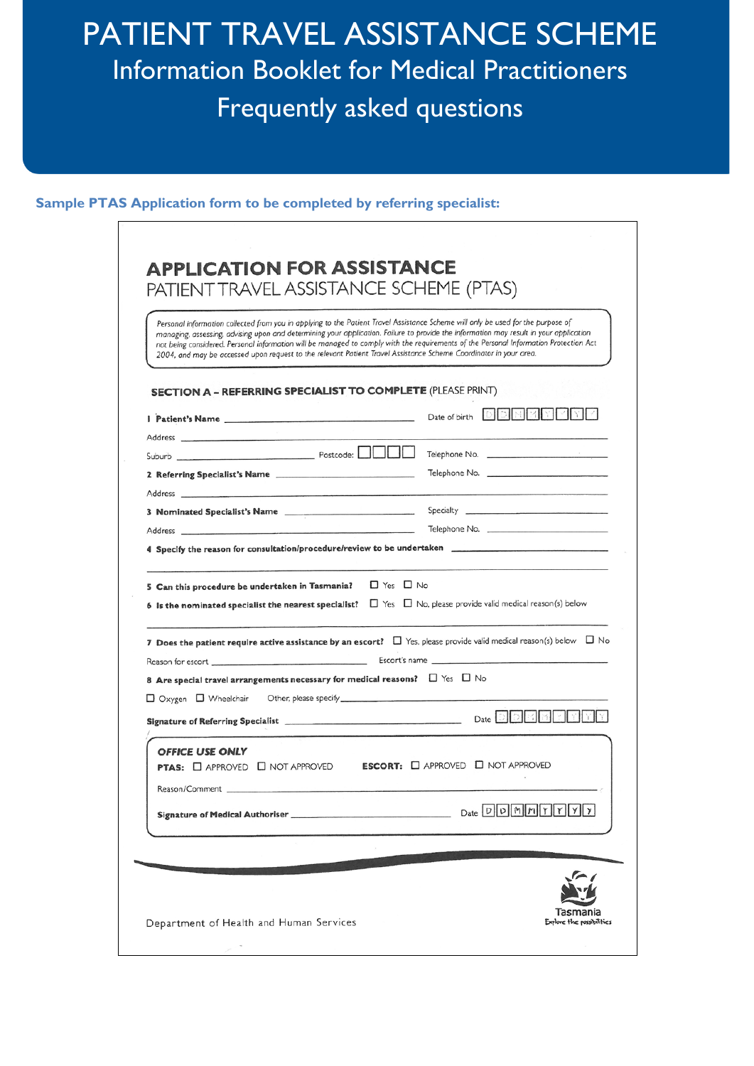# PATIENT TRAVEL ASSISTANCE SCHEME

## Information Booklet for Medical Practitioners

## Frequently asked questions

**Sample PTAS Application form to be completed by referring specialist:**

# APPLICATION FOR ASSISTANCE

## PATIENT TRAVEL ASSISTANCE SCHEME (PTAS)

*Personal information collected from you in applying to the Patient Travel Assistance Scheme will only be used for the purpose of managing, assessing, advising upon and determining your application. Failure to provide the information may result in your application not being considered. Personal information will be managed to comply with the requirements of the Personal Information Protection Act 2004, and may be accessed upon request to the relevant Patient Travel Assistance Scheme Coordinator in your area.*

**SECTION A – REFERRING SPECIALIST TO COMPLETE** (PLEASE PRINT)

**1 Patient's Name** ______________________ Date of birth D D M M Y Y Y Y

Address ______________________

Suburb ______________________ Postcode: ☐☐☐☐ Telephone No. ______________________

**2 Referring Specialist's Name** ______________________ Telephone No. ______________________

Address ______________________

**3 Nominated Specialist's Name** ______________________ Specialty ______________________

Address ______________________ Telephone No. ______________________

**4 Specify the reason for consultation/procedure/review to be undertaken** ______________________

______________________

**5 Can this procedure be undertaken in Tasmania?** ☐ Yes ☐ No

**6 Is the nominated specialist the nearest specialist?** ☐ Yes ☐ No, please provide valid medical reason(s) below

______________________

**7 Does the patient require active assistance by an escort?** ☐ Yes, please provide valid medical reason(s) below ☐ No

Reason for escort ______________________ Escort's name ______________________

**8 Are special travel arrangements necessary for medical reasons?** ☐ Yes ☐ No

☐ Oxygen ☐ Wheelchair Other, please specify ______________________

**Signature of Referring Specialist** ______________________ Date D D M M Y Y Y Y

***OFFICE USE ONLY***

**PTAS:** ☐ APPROVED ☐ NOT APPROVED **ESCORT:** ☐ APPROVED ☐ NOT APPROVED

Reason/Comment ______________________

**Signature of Medical Authoriser** ______________________ Date D D M M Y Y Y Y

Department of Health and Human Services

Tasmania
Explore the possibilities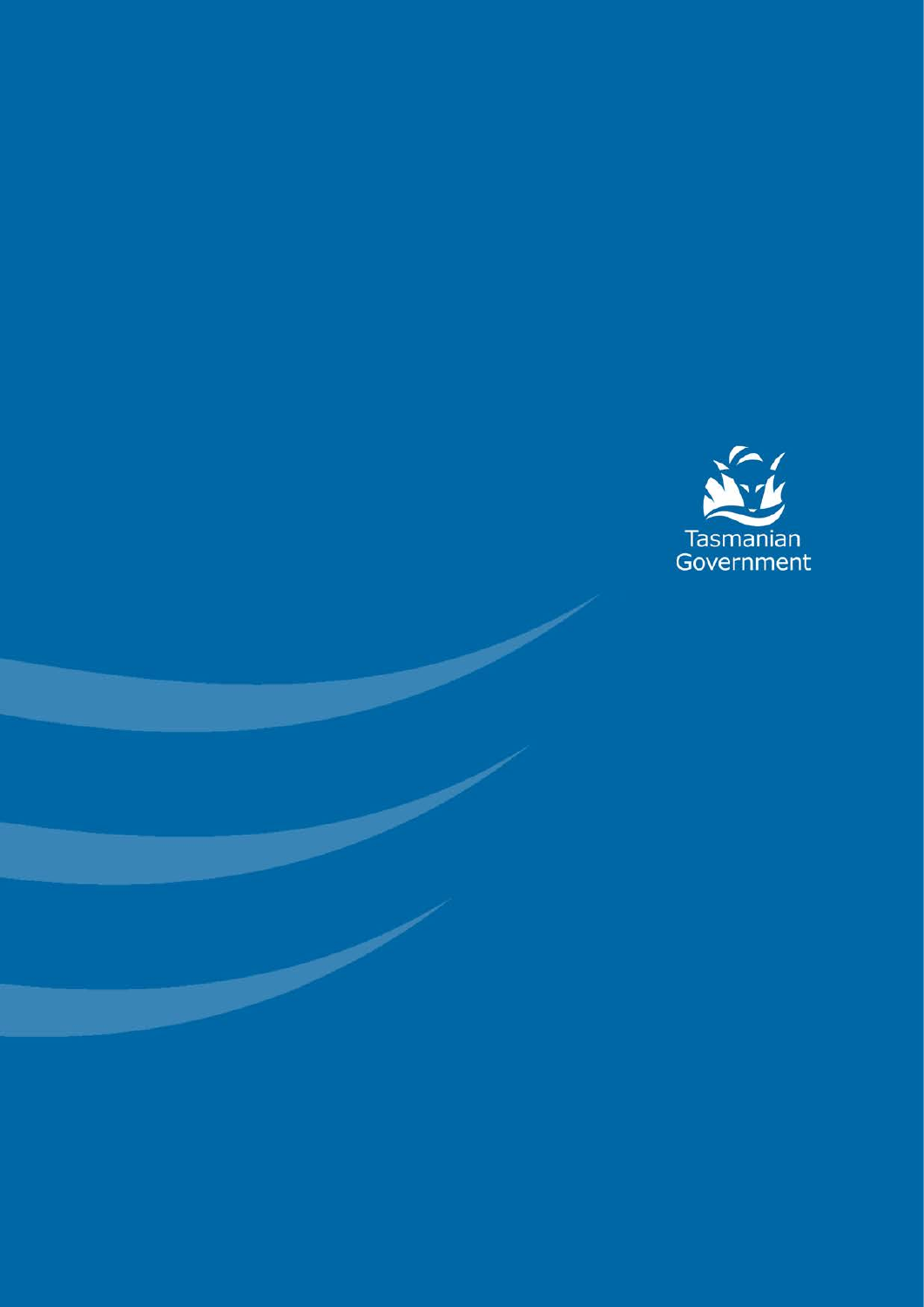Tasmanian Government